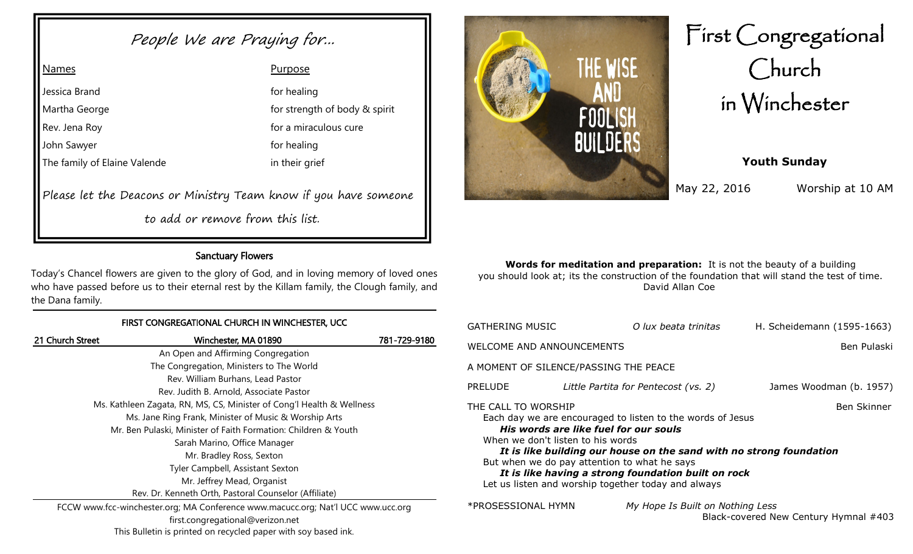## People We are Praying for...

| Names | Purpose |
| --- | --- |
| Jessica Brand | for healing |
| Martha George | for strength of body & spirit |
| Rev. Jena Roy | for a miraculous cure |
| John Sawyer | for healing |
| The family of Elaine Valende | in their grief |

*Please let the Deacons or Ministry Team know if you have someone to add or remove from this list.*

### Sanctuary Flowers

Today's Chancel flowers are given to the glory of God, and in loving memory of loved ones who have passed before us to their eternal rest by the Killam family, the Clough family, and the Dana family.

### FIRST CONGREGATIONAL CHURCH IN WINCHESTER, UCC

21 Church Street | Winchester, MA 01890 | 781-729-9180

An Open and Affirming Congregation
The Congregation, Ministers to The World
Rev. William Burhans, Lead Pastor
Rev. Judith B. Arnold, Associate Pastor
Ms. Kathleen Zagata, RN, MS, CS, Minister of Cong'l Health & Wellness
Ms. Jane Ring Frank, Minister of Music & Worship Arts
Mr. Ben Pulaski, Minister of Faith Formation: Children & Youth
Sarah Marino, Office Manager
Mr. Bradley Ross, Sexton
Tyler Campbell, Assistant Sexton
Mr. Jeffrey Mead, Organist
Rev. Dr. Kenneth Orth, Pastoral Counselor (Affiliate)

FCCW www.fcc-winchester.org; MA Conference www.macucc.org; Nat'l UCC www.ucc.org
first.congregational@verizon.net
This Bulletin is printed on recycled paper with soy based ink.

# First Congregational Church in Winchester

## Youth Sunday

May 22, 2016 — Worship at 10 AM

**Words for meditation and preparation:** It is not the beauty of a building you should look at; its the construction of the foundation that will stand the test of time.
David Allan Coe

GATHERING MUSIC — *O lux beata trinitas* — H. Scheidemann (1595-1663)

WELCOME AND ANNOUNCEMENTS — Ben Pulaski

A MOMENT OF SILENCE/PASSING THE PEACE

PRELUDE — *Little Partita for Pentecost (vs. 2)* — James Woodman (b. 1957)

THE CALL TO WORSHIP — Ben Skinner

Each day we are encouraged to listen to the words of Jesus
***His words are like fuel for our souls***
When we don't listen to his words
***It is like building our house on the sand with no strong foundation***
But when we do pay attention to what he says
***It is like having a strong foundation built on rock***
Let us listen and worship together today and always

*PROSESSIONAL HYMN — *My Hope Is Built on Nothing Less* — Black-covered New Century Hymnal #403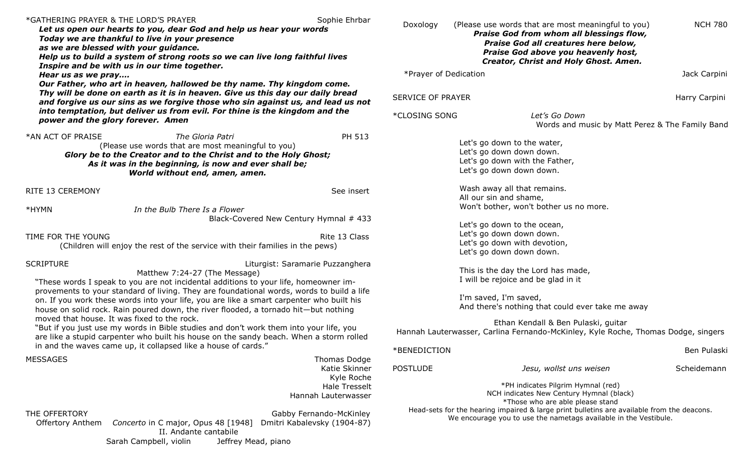*GATHERING PRAYER & THE LORD'S PRAYER — Sophie Ehrbar

***Let us open our hearts to you, dear God and help us hear your words***
***Today we are thankful to live in your presence***
***as we are blessed with your guidance.***
***Help us to build a system of strong roots so we can live long faithful lives***
***Inspire and be with us in our time together.***
***Hear us as we pray....***
***Our Father, who art in heaven, hallowed be thy name. Thy kingdom come. Thy will be done on earth as it is in heaven. Give us this day our daily bread and forgive us our sins as we forgive those who sin against us, and lead us not into temptation, but deliver us from evil. For thine is the kingdom and the power and the glory forever. Amen***

*AN ACT OF PRAISE — *The Gloria Patri* — PH 513

(Please use words that are most meaningful to you)

***Glory be to the Creator and to the Christ and to the Holy Ghost;***
***As it was in the beginning, is now and ever shall be;***
***World without end, amen, amen.***

RITE 13 CEREMONY — See insert

*HYMN — *In the Bulb There Is a Flower* — Black-Covered New Century Hymnal # 433

TIME FOR THE YOUNG — Rite 13 Class

(Children will enjoy the rest of the service with their families in the pews)

SCRIPTURE — Liturgist: Saramarie Puzzanghera

Matthew 7:24-27 (The Message)

"These words I speak to you are not incidental additions to your life, homeowner improvements to your standard of living. They are foundational words, words to build a life on. If you work these words into your life, you are like a smart carpenter who built his house on solid rock. Rain poured down, the river flooded, a tornado hit—but nothing moved that house. It was fixed to the rock.

"But if you just use my words in Bible studies and don't work them into your life, you are like a stupid carpenter who built his house on the sandy beach. When a storm rolled in and the waves came up, it collapsed like a house of cards."

MESSAGES — Thomas Dodge, Katie Skinner, Kyle Roche, Hale Tresselt, Hannah Lauterwasser

THE OFFERTORY — Gabby Fernando-McKinley

Offertory Anthem — *Concerto* in C major, Opus 48 [1948] — Dmitri Kabalevsky (1904-87)
II. Andante cantabile
Sarah Campbell, violin — Jeffrey Mead, piano

Doxology — (Please use words that are most meaningful to you) — NCH 780

***Praise God from whom all blessings flow,***
***Praise God all creatures here below,***
***Praise God above you heavenly host,***
***Creator, Christ and Holy Ghost. Amen.***

*Prayer of Dedication — Jack Carpini

SERVICE OF PRAYER — Harry Carpini

*CLOSING SONG — *Let's Go Down*
Words and music by Matt Perez & The Family Band

Let's go down to the water,
Let's go down down down.
Let's go down with the Father,
Let's go down down down.

Wash away all that remains.
All our sin and shame,
Won't bother, won't bother us no more.

Let's go down to the ocean,
Let's go down down down.
Let's go down with devotion,
Let's go down down down.

This is the day the Lord has made,
I will be rejoice and be glad in it

I'm saved, I'm saved,
And there's nothing that could ever take me away

Ethan Kendall & Ben Pulaski, guitar
Hannah Lauterwasser, Carlina Fernando-McKinley, Kyle Roche, Thomas Dodge, singers

*BENEDICTION — Ben Pulaski

POSTLUDE — *Jesu, wollst uns weisen* — Scheidemann

*PH indicates Pilgrim Hymnal (red)
NCH indicates New Century Hymnal (black)
*Those who are able please stand
Head-sets for the hearing impaired & large print bulletins are available from the deacons.
We encourage you to use the nametags available in the Vestibule.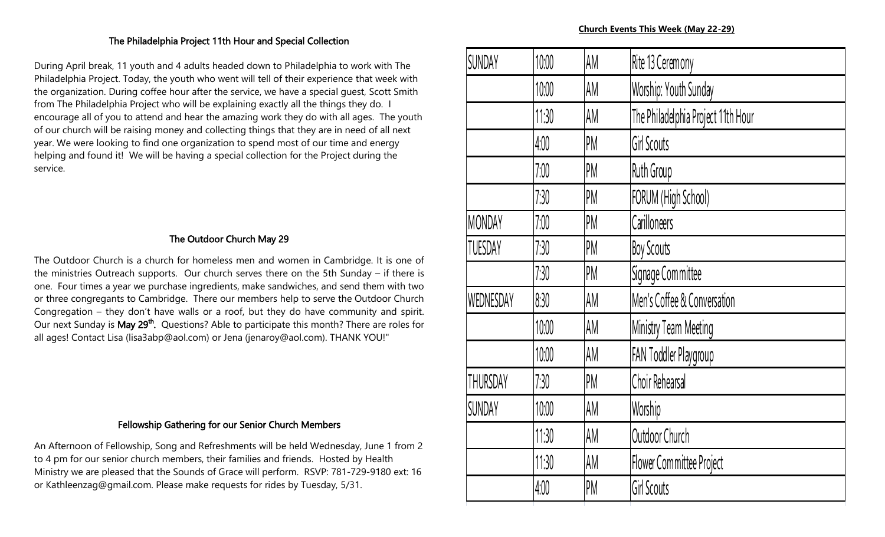## The Philadelphia Project 11th Hour and Special Collection

During April break, 11 youth and 4 adults headed down to Philadelphia to work with The Philadelphia Project. Today, the youth who went will tell of their experience that week with the organization. During coffee hour after the service, we have a special guest, Scott Smith from The Philadelphia Project who will be explaining exactly all the things they do. I encourage all of you to attend and hear the amazing work they do with all ages. The youth of our church will be raising money and collecting things that they are in need of all next year. We were looking to find one organization to spend most of our time and energy helping and found it! We will be having a special collection for the Project during the service.

## The Outdoor Church May 29

The Outdoor Church is a church for homeless men and women in Cambridge. It is one of the ministries Outreach supports. Our church serves there on the 5th Sunday – if there is one. Four times a year we purchase ingredients, make sandwiches, and send them with two or three congregants to Cambridge. There our members help to serve the Outdoor Church Congregation – they don't have walls or a roof, but they do have community and spirit. Our next Sunday is **May 29th.** Questions? Able to participate this month? There are roles for all ages! Contact Lisa (lisa3abp@aol.com) or Jena (jenaroy@aol.com). THANK YOU!"

## Fellowship Gathering for our Senior Church Members

An Afternoon of Fellowship, Song and Refreshments will be held Wednesday, June 1 from 2 to 4 pm for our senior church members, their families and friends. Hosted by Health Ministry we are pleased that the Sounds of Grace will perform. RSVP: 781-729-9180 ext: 16 or Kathleenzag@gmail.com. Please make requests for rides by Tuesday, 5/31.

**Church Events This Week (May 22-29)**

| | | | |
|---|---|---|---|
| SUNDAY | 10:00 | AM | Rite 13 Ceremony |
| | 10:00 | AM | Worship: Youth Sunday |
| | 11:30 | AM | The Philadelphia Project 11th Hour |
| | 4:00 | PM | Girl Scouts |
| | 7:00 | PM | Ruth Group |
| | 7:30 | PM | FORUM (High School) |
| MONDAY | 7:00 | PM | Carilloneers |
| TUESDAY | 7:30 | PM | Boy Scouts |
| | 7:30 | PM | Signage Committee |
| WEDNESDAY | 8:30 | AM | Men's Coffee & Conversation |
| | 10:00 | AM | Ministry Team Meeting |
| | 10:00 | AM | FAN Toddler Playgroup |
| THURSDAY | 7:30 | PM | Choir Rehearsal |
| SUNDAY | 10:00 | AM | Worship |
| | 11:30 | AM | Outdoor Church |
| | 11:30 | AM | Flower Committee Project |
| | 4:00 | PM | Girl Scouts |